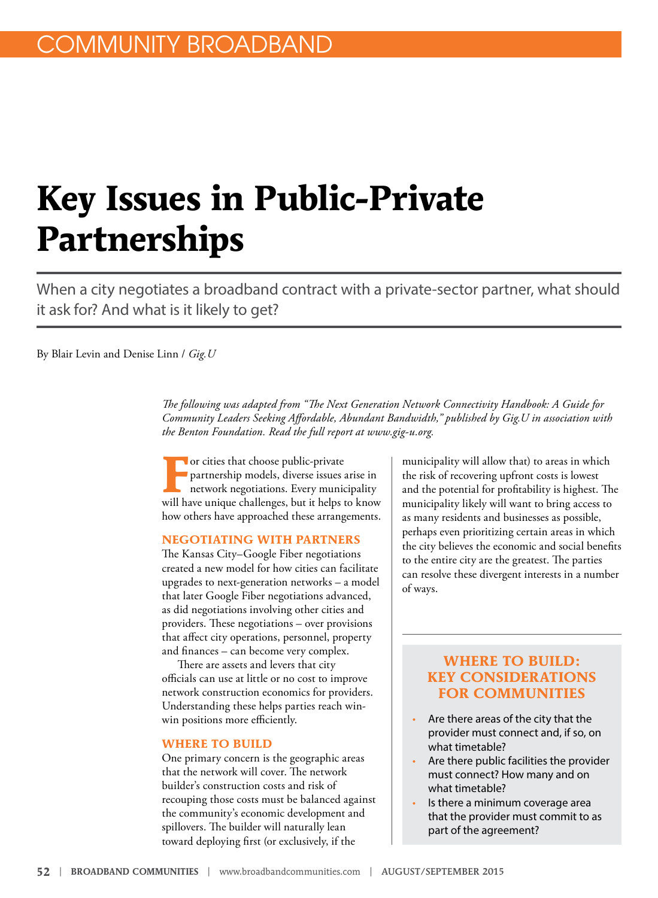COMMUNITY BROADBAND

# Key Issues in Public-Private Partnerships

When a city negotiates a broadband contract with a private-sector partner, what should it ask for? And what is it likely to get?

By Blair Levin and Denise Linn / *Gig.U*

*The following was adapted from "The Next Generation Network Connectivity Handbook: A Guide for Community Leaders Seeking Affordable, Abundant Bandwidth," published by Gig.U in association with the Benton Foundation. Read the full report at www.gig-u.org.*

For cities that choose public-private partnership models, diverse issues arise in network negotiations. Every municipality will have unique challenges, but it helps to know how others have approached these arrangements.

## NEGOTIATING WITH PARTNERS

The Kansas City–Google Fiber negotiations created a new model for how cities can facilitate upgrades to next-generation networks – a model that later Google Fiber negotiations advanced, as did negotiations involving other cities and providers. These negotiations – over provisions that affect city operations, personnel, property and finances – can become very complex.

There are assets and levers that city officials can use at little or no cost to improve network construction economics for providers. Understanding these helps parties reach win-win positions more efficiently.

## WHERE TO BUILD

One primary concern is the geographic areas that the network will cover. The network builder's construction costs and risk of recouping those costs must be balanced against the community's economic development and spillovers. The builder will naturally lean toward deploying first (or exclusively, if the municipality will allow that) to areas in which the risk of recovering upfront costs is lowest and the potential for profitability is highest. The municipality likely will want to bring access to as many residents and businesses as possible, perhaps even prioritizing certain areas in which the city believes the economic and social benefits to the entire city are the greatest. The parties can resolve these divergent interests in a number of ways.

### WHERE TO BUILD: KEY CONSIDERATIONS FOR COMMUNITIES

- Are there areas of the city that the provider must connect and, if so, on what timetable?
- Are there public facilities the provider must connect? How many and on what timetable?
- Is there a minimum coverage area that the provider must commit to as part of the agreement?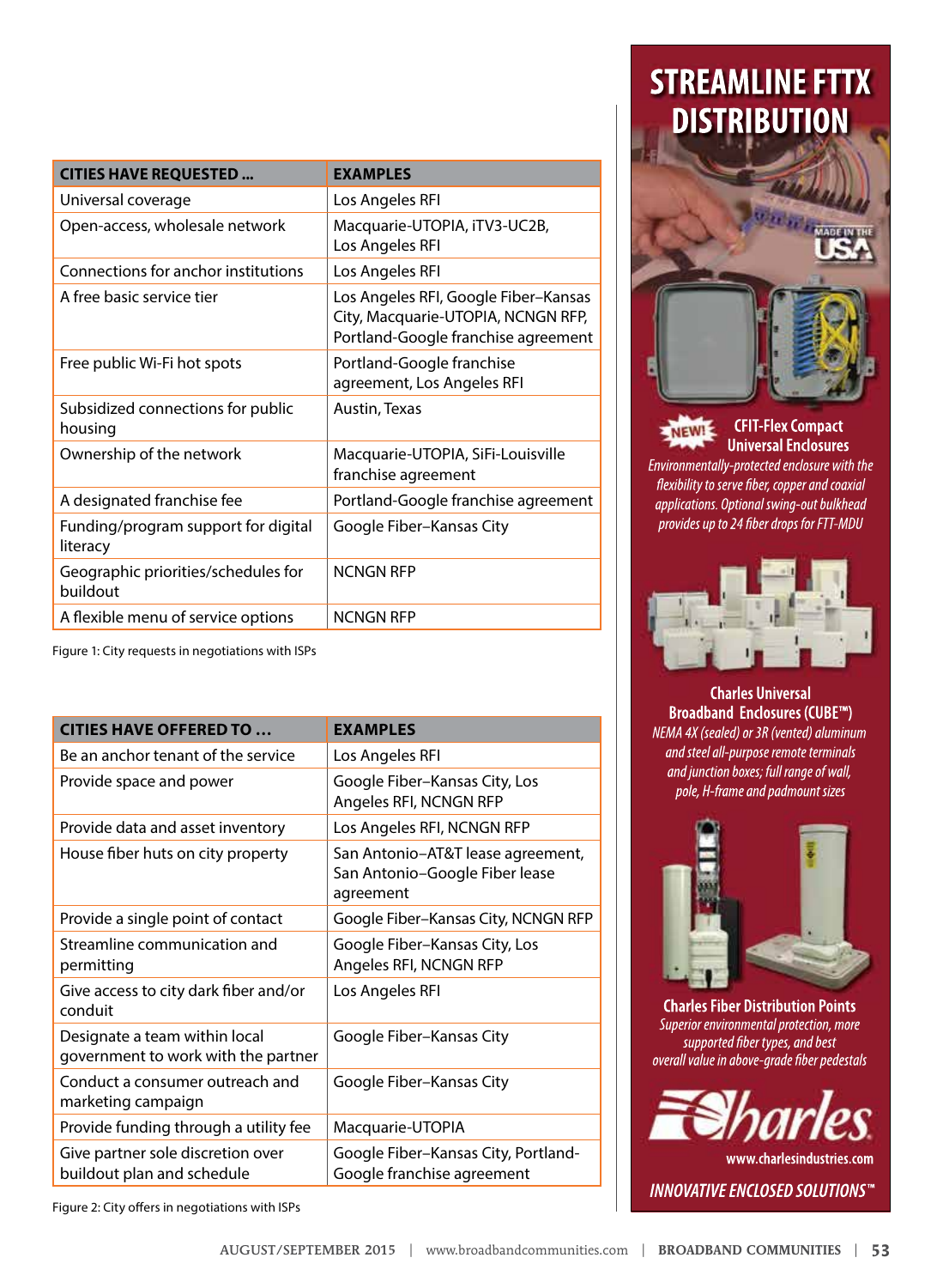| CITIES HAVE REQUESTED ... | EXAMPLES |
| --- | --- |
| Universal coverage | Los Angeles RFI |
| Open-access, wholesale network | Macquarie-UTOPIA, iTV3-UC2B, Los Angeles RFI |
| Connections for anchor institutions | Los Angeles RFI |
| A free basic service tier | Los Angeles RFI, Google Fiber–Kansas City, Macquarie-UTOPIA, NCNGN RFP, Portland-Google franchise agreement |
| Free public Wi-Fi hot spots | Portland-Google franchise agreement, Los Angeles RFI |
| Subsidized connections for public housing | Austin, Texas |
| Ownership of the network | Macquarie-UTOPIA, SiFi-Louisville franchise agreement |
| A designated franchise fee | Portland-Google franchise agreement |
| Funding/program support for digital literacy | Google Fiber–Kansas City |
| Geographic priorities/schedules for buildout | NCNGN RFP |
| A flexible menu of service options | NCNGN RFP |

Figure 1: City requests in negotiations with ISPs

| CITIES HAVE OFFERED TO ... | EXAMPLES |
| --- | --- |
| Be an anchor tenant of the service | Los Angeles RFI |
| Provide space and power | Google Fiber–Kansas City, Los Angeles RFI, NCNGN RFP |
| Provide data and asset inventory | Los Angeles RFI, NCNGN RFP |
| House fiber huts on city property | San Antonio–AT&T lease agreement, San Antonio–Google Fiber lease agreement |
| Provide a single point of contact | Google Fiber–Kansas City, NCNGN RFP |
| Streamline communication and permitting | Google Fiber–Kansas City, Los Angeles RFI, NCNGN RFP |
| Give access to city dark fiber and/or conduit | Los Angeles RFI |
| Designate a team within local government to work with the partner | Google Fiber–Kansas City |
| Conduct a consumer outreach and marketing campaign | Google Fiber–Kansas City |
| Provide funding through a utility fee | Macquarie-UTOPIA |
| Give partner sole discretion over buildout plan and schedule | Google Fiber–Kansas City, Portland-Google franchise agreement |

Figure 2: City offers in negotiations with ISPs

# STREAMLINE FTTX DISTRIBUTION

MADE IN THE USA

NEW!

**CFIT-Flex Compact Universal Enclosures**

*Environmentally-protected enclosure with the flexibility to serve fiber, copper and coaxial applications. Optional swing-out bulkhead provides up to 24 fiber drops for FTT-MDU*

**Charles Universal Broadband Enclosures (CUBE™)**

*NEMA 4X (sealed) or 3R (vented) aluminum and steel all-purpose remote terminals and junction boxes; full range of wall, pole, H-frame and padmount sizes*

**Charles Fiber Distribution Points**

*Superior environmental protection, more supported fiber types, and best overall value in above-grade fiber pedestals*

**Charles**

www.charlesindustries.com

*INNOVATIVE ENCLOSED SOLUTIONS™*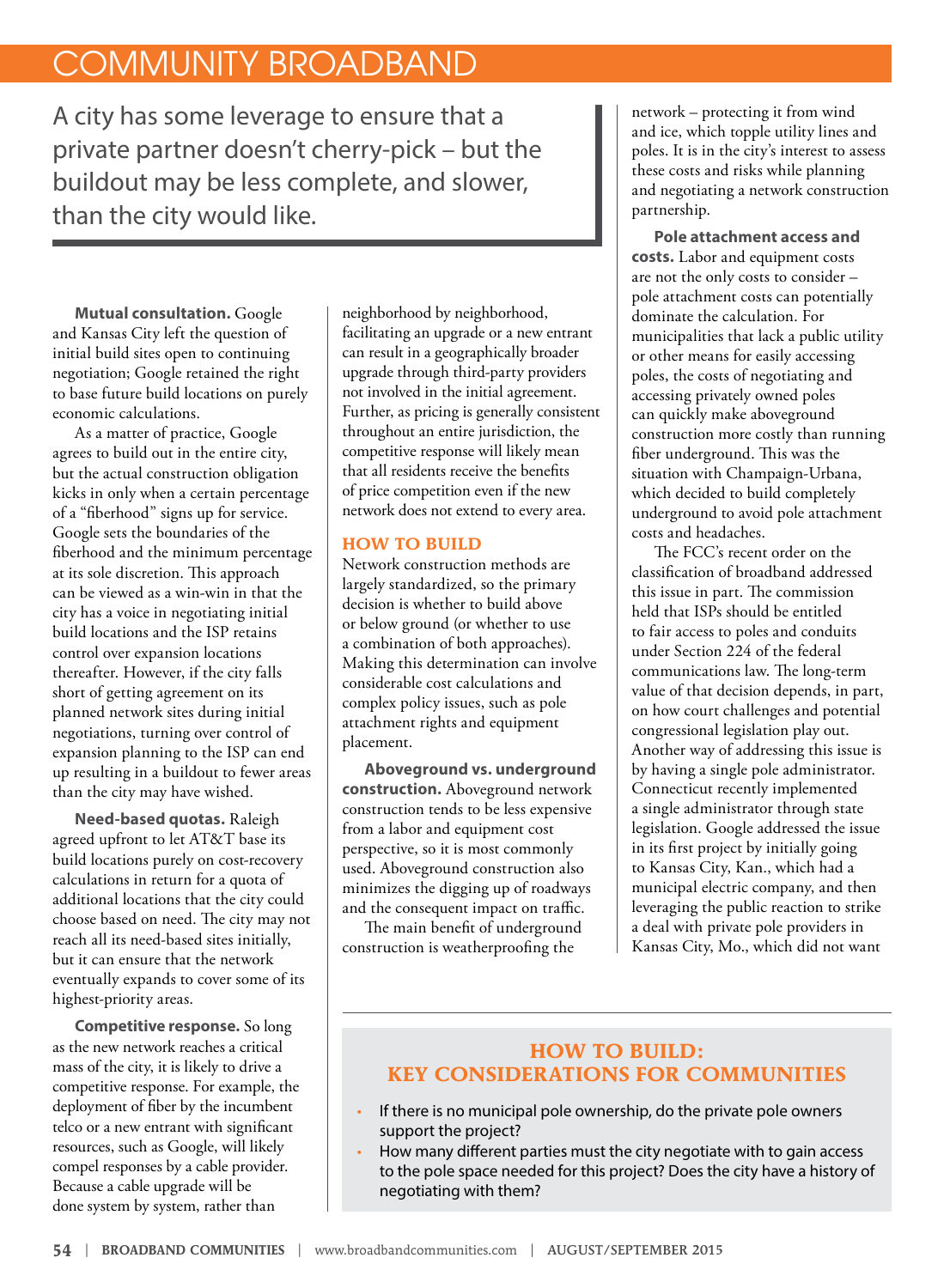A city has some leverage to ensure that a private partner doesn't cherry-pick – but the buildout may be less complete, and slower, than the city would like.

**Mutual consultation.** Google and Kansas City left the question of initial build sites open to continuing negotiation; Google retained the right to base future build locations on purely economic calculations.

As a matter of practice, Google agrees to build out in the entire city, but the actual construction obligation kicks in only when a certain percentage of a "fiberhood" signs up for service. Google sets the boundaries of the fiberhood and the minimum percentage at its sole discretion. This approach can be viewed as a win-win in that the city has a voice in negotiating initial build locations and the ISP retains control over expansion locations thereafter. However, if the city falls short of getting agreement on its planned network sites during initial negotiations, turning over control of expansion planning to the ISP can end up resulting in a buildout to fewer areas than the city may have wished.

**Need-based quotas.** Raleigh agreed upfront to let AT&T base its build locations purely on cost-recovery calculations in return for a quota of additional locations that the city could choose based on need. The city may not reach all its need-based sites initially, but it can ensure that the network eventually expands to cover some of its highest-priority areas.

**Competitive response.** So long as the new network reaches a critical mass of the city, it is likely to drive a competitive response. For example, the deployment of fiber by the incumbent telco or a new entrant with significant resources, such as Google, will likely compel responses by a cable provider. Because a cable upgrade will be done system by system, rather than neighborhood by neighborhood, facilitating an upgrade or a new entrant can result in a geographically broader upgrade through third-party providers not involved in the initial agreement. Further, as pricing is generally consistent throughout an entire jurisdiction, the competitive response will likely mean that all residents receive the benefits of price competition even if the new network does not extend to every area.

## HOW TO BUILD

Network construction methods are largely standardized, so the primary decision is whether to build above or below ground (or whether to use a combination of both approaches). Making this determination can involve considerable cost calculations and complex policy issues, such as pole attachment rights and equipment placement.

**Aboveground vs. underground construction.** Aboveground network construction tends to be less expensive from a labor and equipment cost perspective, so it is most commonly used. Aboveground construction also minimizes the digging up of roadways and the consequent impact on traffic.

The main benefit of underground construction is weatherproofing the network – protecting it from wind and ice, which topple utility lines and poles. It is in the city's interest to assess these costs and risks while planning and negotiating a network construction partnership.

**Pole attachment access and costs.** Labor and equipment costs are not the only costs to consider – pole attachment costs can potentially dominate the calculation. For municipalities that lack a public utility or other means for easily accessing poles, the costs of negotiating and accessing privately owned poles can quickly make aboveground construction more costly than running fiber underground. This was the situation with Champaign-Urbana, which decided to build completely underground to avoid pole attachment costs and headaches.

The FCC's recent order on the classification of broadband addressed this issue in part. The commission held that ISPs should be entitled to fair access to poles and conduits under Section 224 of the federal communications law. The long-term value of that decision depends, in part, on how court challenges and potential congressional legislation play out. Another way of addressing this issue is by having a single pole administrator. Connecticut recently implemented a single administrator through state legislation. Google addressed the issue in its first project by initially going to Kansas City, Kan., which had a municipal electric company, and then leveraging the public reaction to strike a deal with private pole providers in Kansas City, Mo., which did not want

## HOW TO BUILD: KEY CONSIDERATIONS FOR COMMUNITIES

- If there is no municipal pole ownership, do the private pole owners support the project?
- How many different parties must the city negotiate with to gain access to the pole space needed for this project? Does the city have a history of negotiating with them?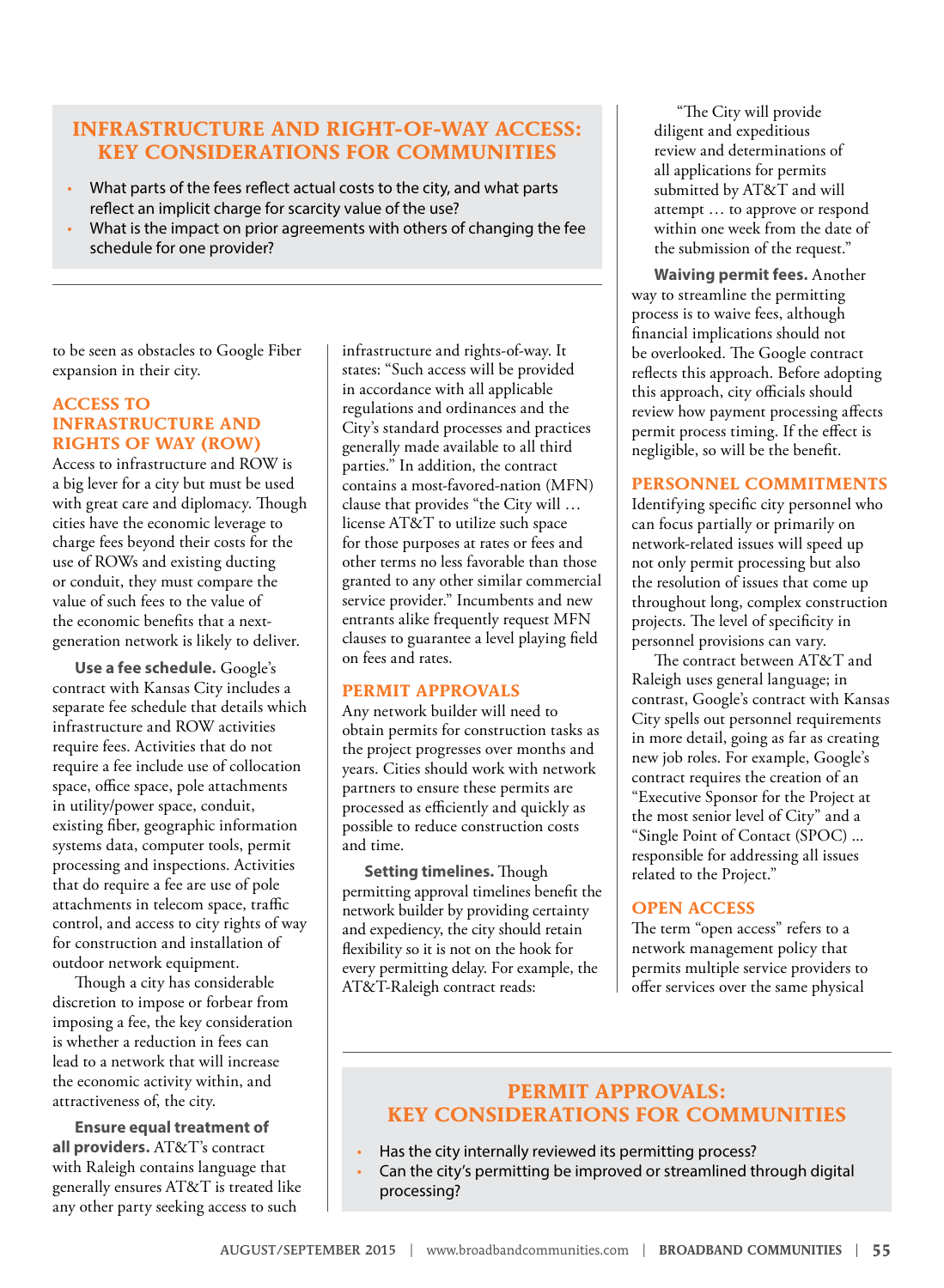## INFRASTRUCTURE AND RIGHT-OF-WAY ACCESS: KEY CONSIDERATIONS FOR COMMUNITIES

- What parts of the fees reflect actual costs to the city, and what parts reflect an implicit charge for scarcity value of the use?
- What is the impact on prior agreements with others of changing the fee schedule for one provider?

to be seen as obstacles to Google Fiber expansion in their city.

### ACCESS TO INFRASTRUCTURE AND RIGHTS OF WAY (ROW)

Access to infrastructure and ROW is a big lever for a city but must be used with great care and diplomacy. Though cities have the economic leverage to charge fees beyond their costs for the use of ROWs and existing ducting or conduit, they must compare the value of such fees to the value of the economic benefits that a next-generation network is likely to deliver.

**Use a fee schedule.** Google's contract with Kansas City includes a separate fee schedule that details which infrastructure and ROW activities require fees. Activities that do not require a fee include use of collocation space, office space, pole attachments in utility/power space, conduit, existing fiber, geographic information systems data, computer tools, permit processing and inspections. Activities that do require a fee are use of pole attachments in telecom space, traffic control, and access to city rights of way for construction and installation of outdoor network equipment.

Though a city has considerable discretion to impose or forbear from imposing a fee, the key consideration is whether a reduction in fees can lead to a network that will increase the economic activity within, and attractiveness of, the city.

**Ensure equal treatment of all providers.** AT&T's contract with Raleigh contains language that generally ensures AT&T is treated like any other party seeking access to such infrastructure and rights-of-way. It states: "Such access will be provided in accordance with all applicable regulations and ordinances and the City's standard processes and practices generally made available to all third parties." In addition, the contract contains a most-favored-nation (MFN) clause that provides "the City will … license AT&T to utilize such space for those purposes at rates or fees and other terms no less favorable than those granted to any other similar commercial service provider." Incumbents and new entrants alike frequently request MFN clauses to guarantee a level playing field on fees and rates.

### PERMIT APPROVALS

Any network builder will need to obtain permits for construction tasks as the project progresses over months and years. Cities should work with network partners to ensure these permits are processed as efficiently and quickly as possible to reduce construction costs and time.

**Setting timelines.** Though permitting approval timelines benefit the network builder by providing certainty and expediency, the city should retain flexibility so it is not on the hook for every permitting delay. For example, the AT&T-Raleigh contract reads:

> "The City will provide diligent and expeditious review and determinations of all applications for permits submitted by AT&T and will attempt … to approve or respond within one week from the date of the submission of the request."

**Waiving permit fees.** Another way to streamline the permitting process is to waive fees, although financial implications should not be overlooked. The Google contract reflects this approach. Before adopting this approach, city officials should review how payment processing affects permit process timing. If the effect is negligible, so will be the benefit.

### PERSONNEL COMMITMENTS

Identifying specific city personnel who can focus partially or primarily on network-related issues will speed up not only permit processing but also the resolution of issues that come up throughout long, complex construction projects. The level of specificity in personnel provisions can vary.

The contract between AT&T and Raleigh uses general language; in contrast, Google's contract with Kansas City spells out personnel requirements in more detail, going as far as creating new job roles. For example, Google's contract requires the creation of an "Executive Sponsor for the Project at the most senior level of City" and a "Single Point of Contact (SPOC) ... responsible for addressing all issues related to the Project."

### OPEN ACCESS

The term "open access" refers to a network management policy that permits multiple service providers to offer services over the same physical

## PERMIT APPROVALS: KEY CONSIDERATIONS FOR COMMUNITIES

- Has the city internally reviewed its permitting process?
- Can the city's permitting be improved or streamlined through digital processing?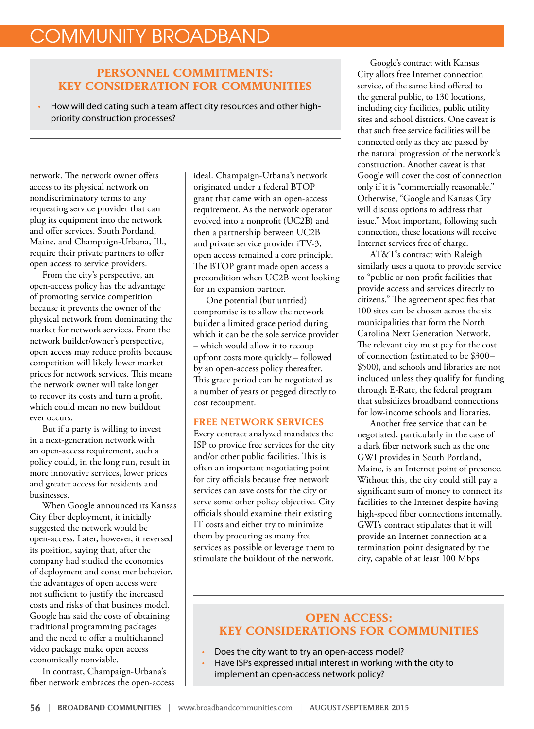### PERSONNEL COMMITMENTS: KEY CONSIDERATION FOR COMMUNITIES

- How will dedicating such a team affect city resources and other high-priority construction processes?

network. The network owner offers access to its physical network on nondiscriminatory terms to any requesting service provider that can plug its equipment into the network and offer services. South Portland, Maine, and Champaign-Urbana, Ill., require their private partners to offer open access to service providers.

From the city's perspective, an open-access policy has the advantage of promoting service competition because it prevents the owner of the physical network from dominating the market for network services. From the network builder/owner's perspective, open access may reduce profits because competition will likely lower market prices for network services. This means the network owner will take longer to recover its costs and turn a profit, which could mean no new buildout ever occurs.

But if a party is willing to invest in a next-generation network with an open-access requirement, such a policy could, in the long run, result in more innovative services, lower prices and greater access for residents and businesses.

When Google announced its Kansas City fiber deployment, it initially suggested the network would be open-access. Later, however, it reversed its position, saying that, after the company had studied the economics of deployment and consumer behavior, the advantages of open access were not sufficient to justify the increased costs and risks of that business model. Google has said the costs of obtaining traditional programming packages and the need to offer a multichannel video package make open access economically nonviable.

In contrast, Champaign-Urbana's fiber network embraces the open-access ideal. Champaign-Urbana's network originated under a federal BTOP grant that came with an open-access requirement. As the network operator evolved into a nonprofit (UC2B) and then a partnership between UC2B and private service provider iTV-3, open access remained a core principle. The BTOP grant made open access a precondition when UC2B went looking for an expansion partner.

One potential (but untried) compromise is to allow the network builder a limited grace period during which it can be the sole service provider – which would allow it to recoup upfront costs more quickly – followed by an open-access policy thereafter. This grace period can be negotiated as a number of years or pegged directly to cost recoupment.

## FREE NETWORK SERVICES

Every contract analyzed mandates the ISP to provide free services for the city and/or other public facilities. This is often an important negotiating point for city officials because free network services can save costs for the city or serve some other policy objective. City officials should examine their existing IT costs and either try to minimize them by procuring as many free services as possible or leverage them to stimulate the buildout of the network.

Google's contract with Kansas City allots free Internet connection service, of the same kind offered to the general public, to 130 locations, including city facilities, public utility sites and school districts. One caveat is that such free service facilities will be connected only as they are passed by the natural progression of the network's construction. Another caveat is that Google will cover the cost of connection only if it is "commercially reasonable." Otherwise, "Google and Kansas City will discuss options to address that issue." Most important, following such connection, these locations will receive Internet services free of charge.

AT&T's contract with Raleigh similarly uses a quota to provide service to "public or non-profit facilities that provide access and services directly to citizens." The agreement specifies that 100 sites can be chosen across the six municipalities that form the North Carolina Next Generation Network. The relevant city must pay for the cost of connection (estimated to be $300–$500), and schools and libraries are not included unless they qualify for funding through E-Rate, the federal program that subsidizes broadband connections for low-income schools and libraries.

Another free service that can be negotiated, particularly in the case of a dark fiber network such as the one GWI provides in South Portland, Maine, is an Internet point of presence. Without this, the city could still pay a significant sum of money to connect its facilities to the Internet despite having high-speed fiber connections internally. GWI's contract stipulates that it will provide an Internet connection at a termination point designated by the city, capable of at least 100 Mbps

### OPEN ACCESS: KEY CONSIDERATIONS FOR COMMUNITIES

- Does the city want to try an open-access model?
- Have ISPs expressed initial interest in working with the city to implement an open-access network policy?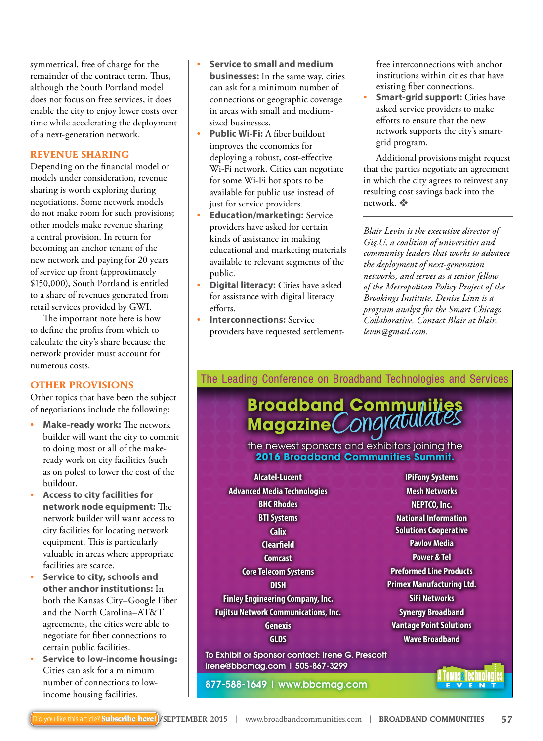symmetrical, free of charge for the remainder of the contract term. Thus, although the South Portland model does not focus on free services, it does enable the city to enjoy lower costs over time while accelerating the deployment of a next-generation network.

## REVENUE SHARING

Depending on the financial model or models under consideration, revenue sharing is worth exploring during negotiations. Some network models do not make room for such provisions; other models make revenue sharing a central provision. In return for becoming an anchor tenant of the new network and paying for 20 years of service up front (approximately $150,000), South Portland is entitled to a share of revenues generated from retail services provided by GWI.

The important note here is how to define the profits from which to calculate the city's share because the network provider must account for numerous costs.

## OTHER PROVISIONS

Other topics that have been the subject of negotiations include the following:

- **Make-ready work:** The network builder will want the city to commit to doing most or all of the make-ready work on city facilities (such as on poles) to lower the cost of the buildout.
- **Access to city facilities for network node equipment:** The network builder will want access to city facilities for locating network equipment. This is particularly valuable in areas where appropriate facilities are scarce.
- **Service to city, schools and other anchor institutions:** In both the Kansas City–Google Fiber and the North Carolina–AT&T agreements, the cities were able to negotiate for fiber connections to certain public facilities.
- **Service to low-income housing:** Cities can ask for a minimum number of connections to low-income housing facilities.
- **Service to small and medium businesses:** In the same way, cities can ask for a minimum number of connections or geographic coverage in areas with small and medium-sized businesses.
- **Public Wi-Fi:** A fiber buildout improves the economics for deploying a robust, cost-effective Wi-Fi network. Cities can negotiate for some Wi-Fi hot spots to be available for public use instead of just for service providers.
- **Education/marketing:** Service providers have asked for certain kinds of assistance in making educational and marketing materials available to relevant segments of the public.
- **Digital literacy:** Cities have asked for assistance with digital literacy efforts.
- **Interconnections:** Service providers have requested settlement-free interconnections with anchor institutions within cities that have existing fiber connections.
- **Smart-grid support:** Cities have asked service providers to make efforts to ensure that the new network supports the city's smart-grid program.

Additional provisions might request that the parties negotiate an agreement in which the city agrees to reinvest any resulting cost savings back into the network. ❖

---

*Blair Levin is the executive director of Gig.U, a coalition of universities and community leaders that works to advance the deployment of next-generation networks, and serves as a senior fellow of the Metropolitan Policy Project of the Brookings Institute. Denise Linn is a program analyst for the Smart Chicago Collaborative. Contact Blair at blair.levin@gmail.com.*

---

The Leading Conference on Broadband Technologies and Services

**Broadband Communities Magazine** *Congratulates*

the newest sponsors and exhibitors joining the **2016 Broadband Communities Summit.**

- Alcatel-Lucent
- Advanced Media Technologies
- BHC Rhodes
- BTI Systems
- Calix
- Clearfield
- Comcast
- Core Telecom Systems
- DISH
- Finley Engineering Company, Inc.
- Fujitsu Network Communications, Inc.
- Genexis
- GLDS
- IPiFony Systems
- Mesh Networks
- NEPTCO, Inc.
- National Information Solutions Cooperative
- Pavlov Media
- Power & Tel
- Preformed Line Products
- Primex Manufacturing Ltd.
- SiFi Networks
- Synergy Broadband
- Vantage Point Solutions
- Wave Broadband

To Exhibit or Sponsor contact: Irene G. Prescott
irene@bbcmag.com | 505-867-3299

877-588-1649 | www.bbcmag.com

A Towns & Technologies EVENT